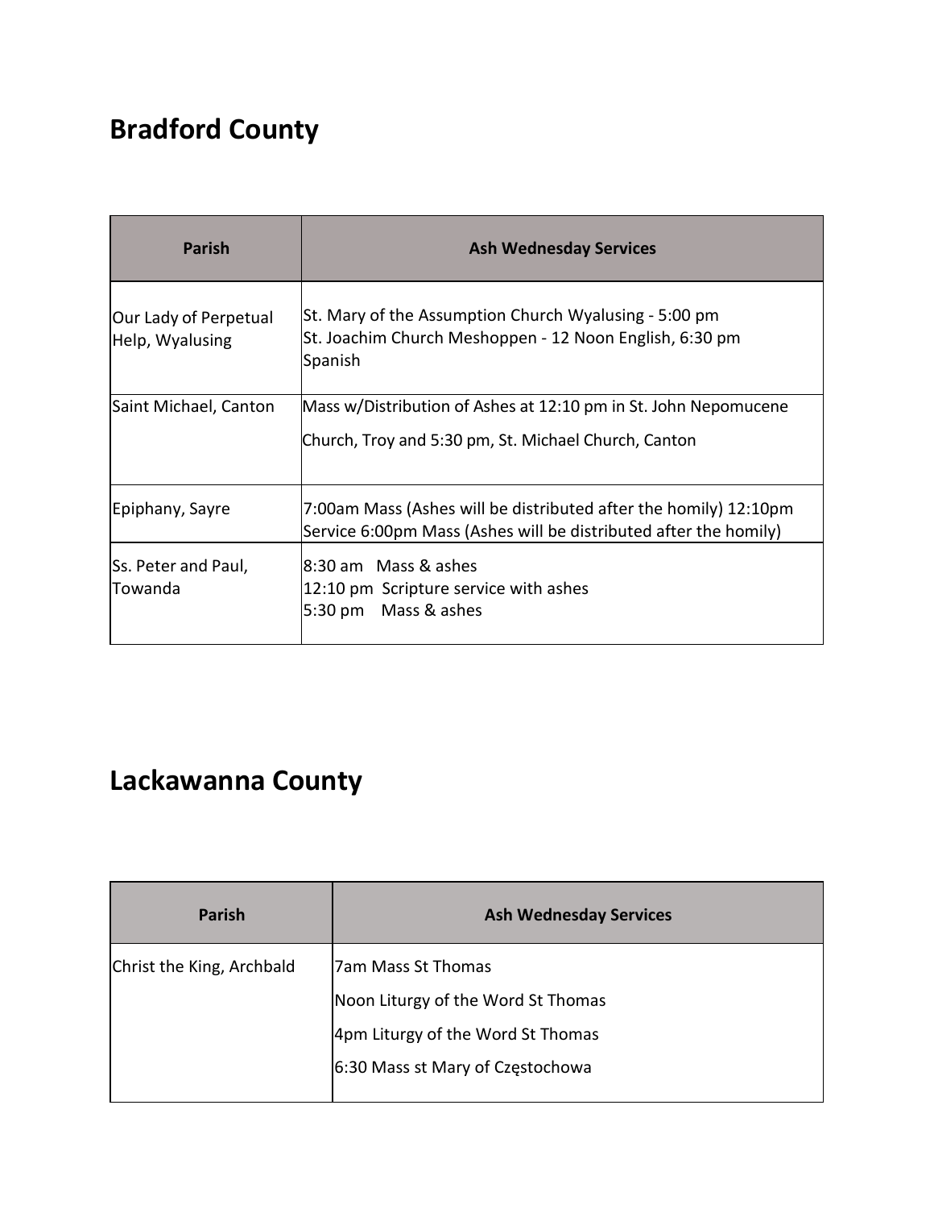## Bradford County

| Parish | Ash Wednesday Services |
|---|---|
| Our Lady of Perpetual Help, Wyalusing | St. Mary of the Assumption Church Wyalusing - 5:00 pm<br>St. Joachim Church Meshoppen - 12 Noon English, 6:30 pm Spanish |
| Saint Michael, Canton | Mass w/Distribution of Ashes at 12:10 pm in St. John Nepomucene<br>Church, Troy and 5:30 pm, St. Michael Church, Canton |
| Epiphany, Sayre | 7:00am Mass (Ashes will be distributed after the homily) 12:10pm Service 6:00pm Mass (Ashes will be distributed after the homily) |
| Ss. Peter and Paul, Towanda | 8:30 am Mass & ashes<br>12:10 pm Scripture service with ashes<br>5:30 pm Mass & ashes |

## Lackawanna County

| Parish | Ash Wednesday Services |
|---|---|
| Christ the King, Archbald | 7am Mass St Thomas<br>Noon Liturgy of the Word St Thomas<br>4pm Liturgy of the Word St Thomas<br>6:30 Mass st Mary of Częstochowa |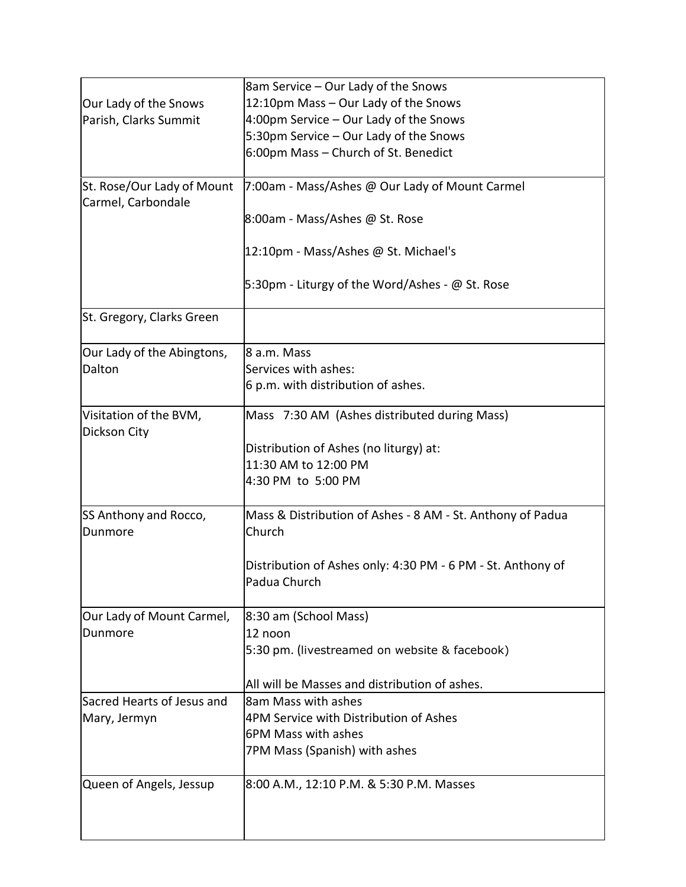| | |
|---|---|
| Our Lady of the Snows Parish, Clarks Summit | 8am Service – Our Lady of the Snows<br>12:10pm Mass – Our Lady of the Snows<br>4:00pm Service – Our Lady of the Snows<br>5:30pm Service – Our Lady of the Snows<br>6:00pm Mass – Church of St. Benedict |
| St. Rose/Our Lady of Mount Carmel, Carbondale | 7:00am - Mass/Ashes @ Our Lady of Mount Carmel<br><br>8:00am - Mass/Ashes @ St. Rose<br><br>12:10pm - Mass/Ashes @ St. Michael's<br><br>5:30pm - Liturgy of the Word/Ashes - @ St. Rose |
| St. Gregory, Clarks Green | |
| Our Lady of the Abingtons, Dalton | 8 a.m. Mass<br>Services with ashes:<br>6 p.m. with distribution of ashes. |
| Visitation of the BVM, Dickson City | Mass 7:30 AM (Ashes distributed during Mass)<br><br>Distribution of Ashes (no liturgy) at:<br>11:30 AM to 12:00 PM<br>4:30 PM to 5:00 PM |
| SS Anthony and Rocco, Dunmore | Mass & Distribution of Ashes - 8 AM - St. Anthony of Padua Church<br><br>Distribution of Ashes only: 4:30 PM - 6 PM - St. Anthony of Padua Church |
| Our Lady of Mount Carmel, Dunmore | 8:30 am (School Mass)<br>12 noon<br>5:30 pm. (livestreamed on website & facebook)<br><br>All will be Masses and distribution of ashes. |
| Sacred Hearts of Jesus and Mary, Jermyn | 8am Mass with ashes<br>4PM Service with Distribution of Ashes<br>6PM Mass with ashes<br>7PM Mass (Spanish) with ashes |
| Queen of Angels, Jessup | 8:00 A.M., 12:10 P.M. & 5:30 P.M. Masses |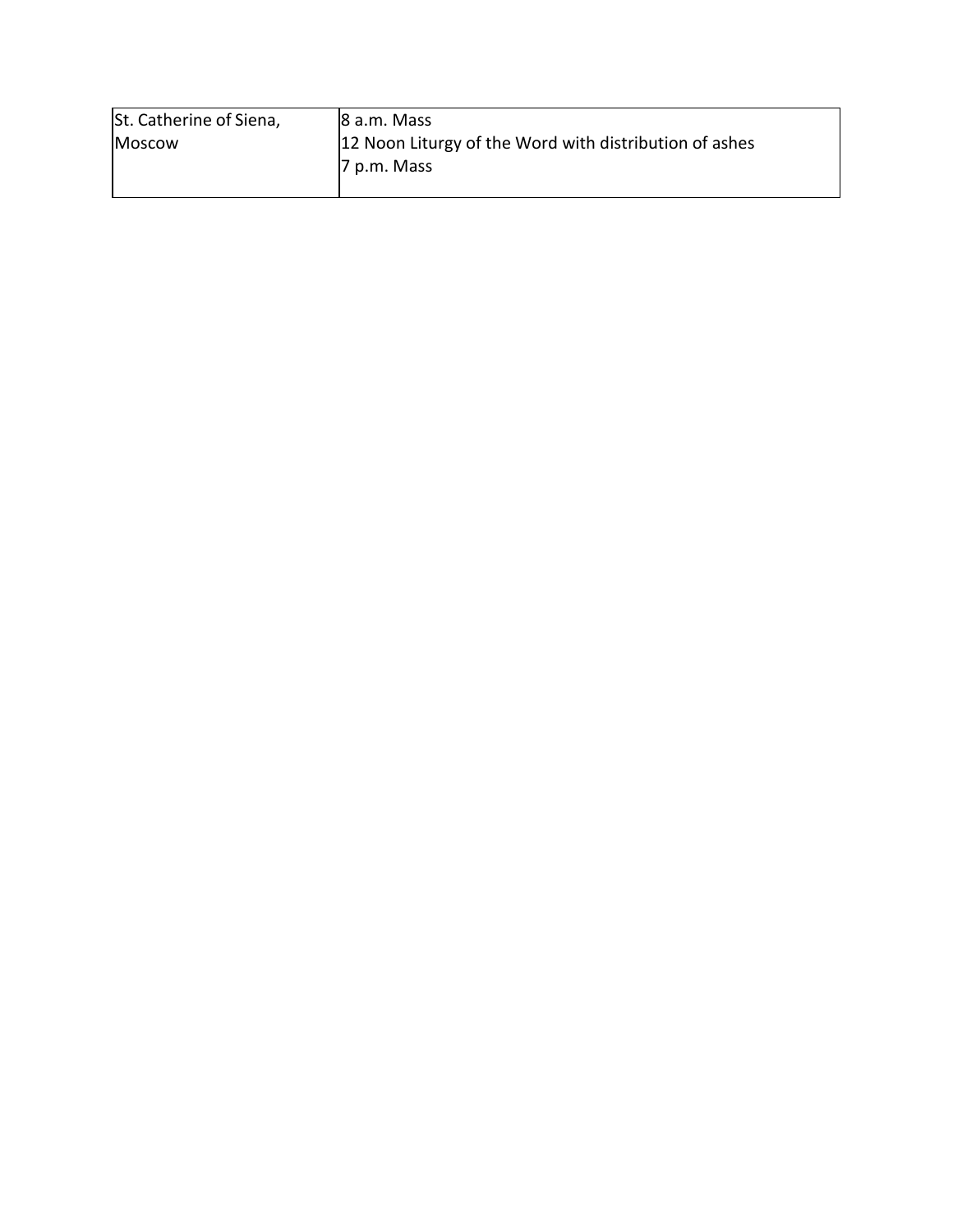| | |
|---|---|
| St. Catherine of Siena, Moscow | 8 a.m. Mass<br>12 Noon Liturgy of the Word with distribution of ashes<br>7 p.m. Mass |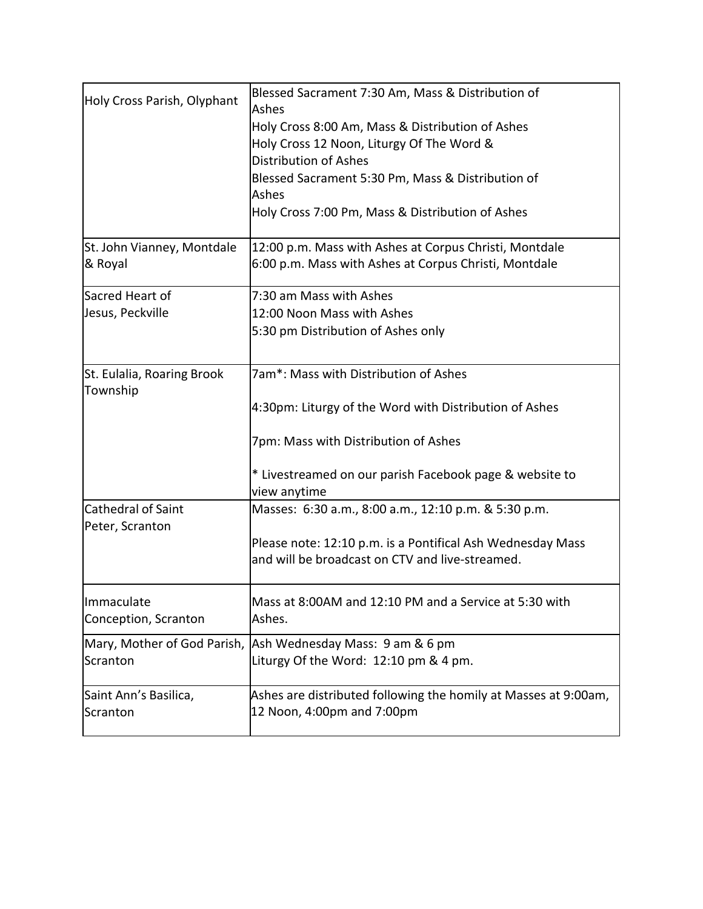| | |
|---|---|
| Holy Cross Parish, Olyphant | Blessed Sacrament 7:30 Am, Mass & Distribution of Ashes<br>Holy Cross 8:00 Am, Mass & Distribution of Ashes<br>Holy Cross 12 Noon, Liturgy Of The Word & Distribution of Ashes<br>Blessed Sacrament 5:30 Pm, Mass & Distribution of Ashes<br>Holy Cross 7:00 Pm, Mass & Distribution of Ashes |
| St. John Vianney, Montdale & Royal | 12:00 p.m. Mass with Ashes at Corpus Christi, Montdale<br>6:00 p.m. Mass with Ashes at Corpus Christi, Montdale |
| Sacred Heart of Jesus, Peckville | 7:30 am Mass with Ashes<br>12:00 Noon Mass with Ashes<br>5:30 pm Distribution of Ashes only |
| St. Eulalia, Roaring Brook Township | 7am*: Mass with Distribution of Ashes<br><br>4:30pm: Liturgy of the Word with Distribution of Ashes<br><br>7pm: Mass with Distribution of Ashes<br><br>* Livestreamed on our parish Facebook page & website to view anytime |
| Cathedral of Saint Peter, Scranton | Masses: 6:30 a.m., 8:00 a.m., 12:10 p.m. & 5:30 p.m.<br><br>Please note: 12:10 p.m. is a Pontifical Ash Wednesday Mass and will be broadcast on CTV and live-streamed. |
| Immaculate Conception, Scranton | Mass at 8:00AM and 12:10 PM and a Service at 5:30 with Ashes. |
| Mary, Mother of God Parish, Scranton | Ash Wednesday Mass: 9 am & 6 pm<br>Liturgy Of the Word: 12:10 pm & 4 pm. |
| Saint Ann's Basilica, Scranton | Ashes are distributed following the homily at Masses at 9:00am, 12 Noon, 4:00pm and 7:00pm |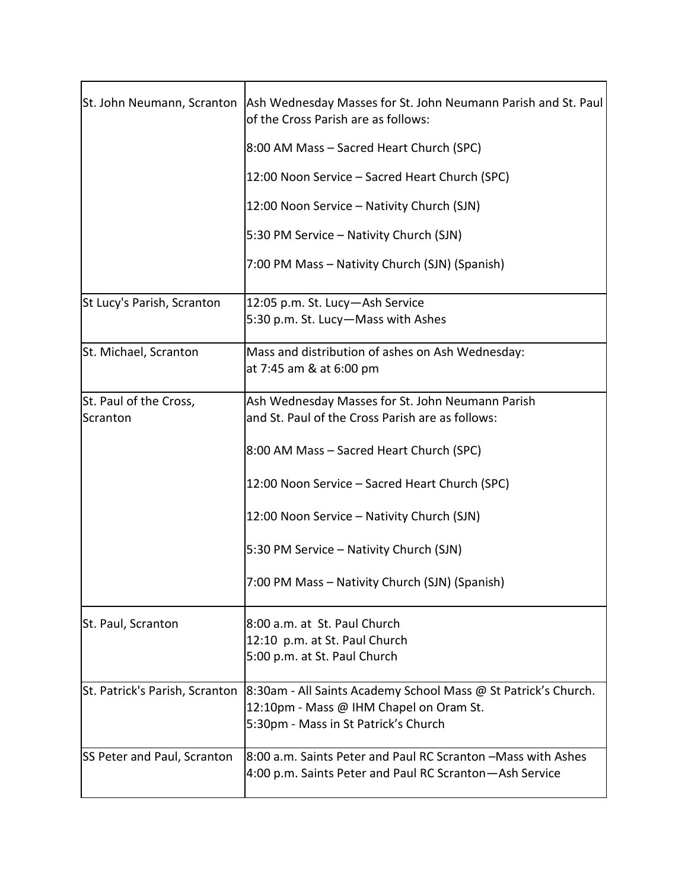| | |
|---|---|
| St. John Neumann, Scranton | Ash Wednesday Masses for St. John Neumann Parish and St. Paul of the Cross Parish are as follows:<br><br>8:00 AM Mass – Sacred Heart Church (SPC)<br><br>12:00 Noon Service – Sacred Heart Church (SPC)<br><br>12:00 Noon Service – Nativity Church (SJN)<br><br>5:30 PM Service – Nativity Church (SJN)<br><br>7:00 PM Mass – Nativity Church (SJN) (Spanish) |
| St Lucy's Parish, Scranton | 12:05 p.m. St. Lucy—Ash Service<br>5:30 p.m. St. Lucy—Mass with Ashes |
| St. Michael, Scranton | Mass and distribution of ashes on Ash Wednesday:<br>at 7:45 am & at 6:00 pm |
| St. Paul of the Cross, Scranton | Ash Wednesday Masses for St. John Neumann Parish and St. Paul of the Cross Parish are as follows:<br><br>8:00 AM Mass – Sacred Heart Church (SPC)<br><br>12:00 Noon Service – Sacred Heart Church (SPC)<br><br>12:00 Noon Service – Nativity Church (SJN)<br><br>5:30 PM Service – Nativity Church (SJN)<br><br>7:00 PM Mass – Nativity Church (SJN) (Spanish) |
| St. Paul, Scranton | 8:00 a.m. at St. Paul Church<br>12:10 p.m. at St. Paul Church<br>5:00 p.m. at St. Paul Church |
| St. Patrick's Parish, Scranton | 8:30am - All Saints Academy School Mass @ St Patrick's Church.<br>12:10pm - Mass @ IHM Chapel on Oram St.<br>5:30pm - Mass in St Patrick's Church |
| SS Peter and Paul, Scranton | 8:00 a.m. Saints Peter and Paul RC Scranton –Mass with Ashes<br>4:00 p.m. Saints Peter and Paul RC Scranton—Ash Service |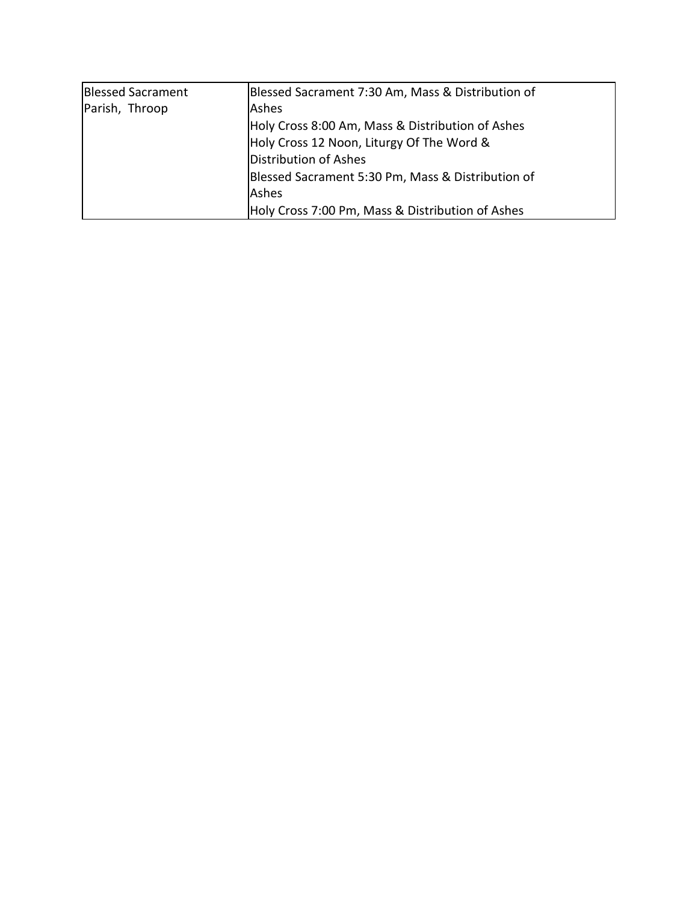| | |
|---|---|
| Blessed Sacrament Parish, Throop | Blessed Sacrament 7:30 Am, Mass & Distribution of Ashes<br>Holy Cross 8:00 Am, Mass & Distribution of Ashes<br>Holy Cross 12 Noon, Liturgy Of The Word & Distribution of Ashes<br>Blessed Sacrament 5:30 Pm, Mass & Distribution of Ashes<br>Holy Cross 7:00 Pm, Mass & Distribution of Ashes |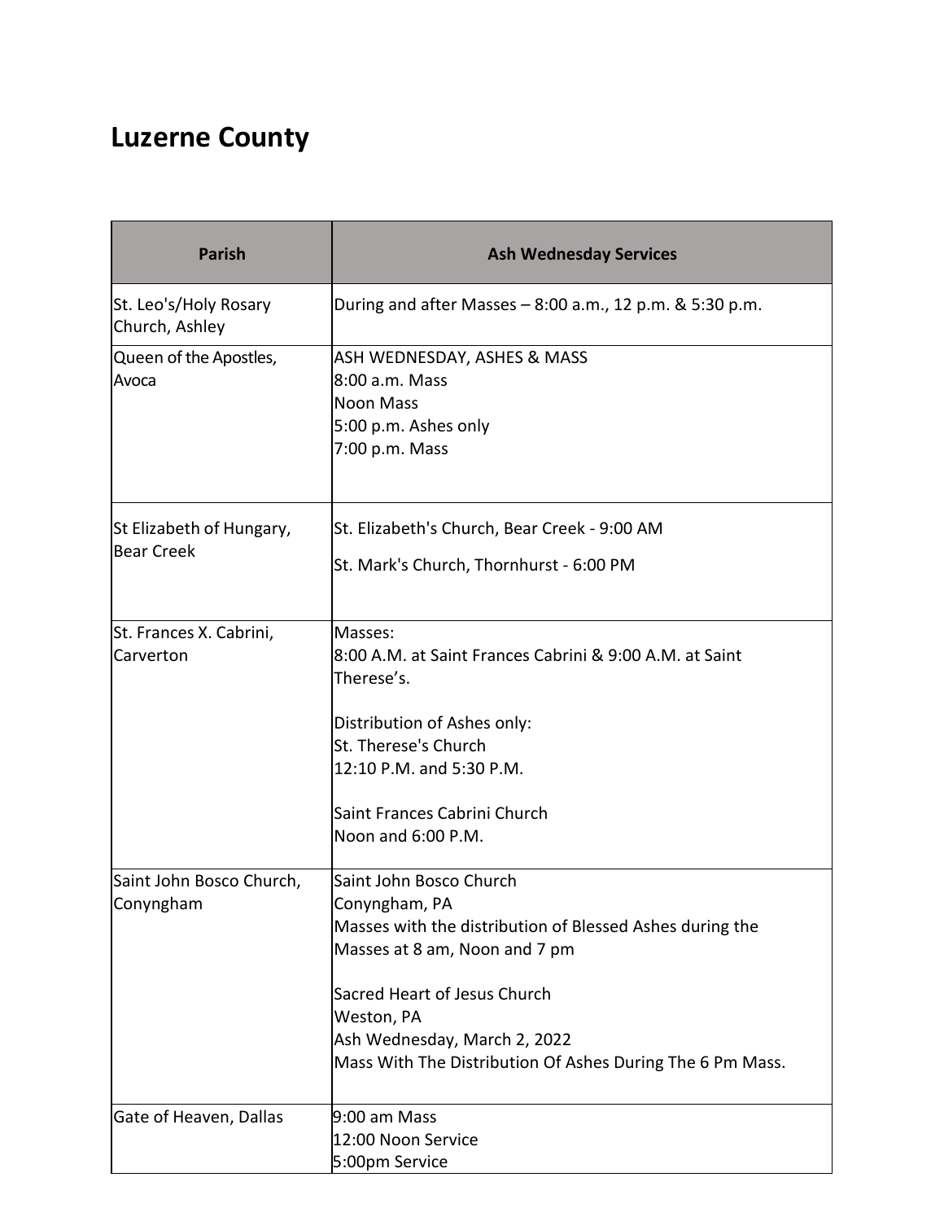# Luzerne County

| Parish | Ash Wednesday Services |
| --- | --- |
| St. Leo's/Holy Rosary Church, Ashley | During and after Masses – 8:00 a.m., 12 p.m. & 5:30 p.m. |
| Queen of the Apostles, Avoca | ASH WEDNESDAY, ASHES & MASS<br>8:00 a.m. Mass<br>Noon Mass<br>5:00 p.m. Ashes only<br>7:00 p.m. Mass |
| St Elizabeth of Hungary, Bear Creek | St. Elizabeth's Church, Bear Creek - 9:00 AM<br>St. Mark's Church, Thornhurst - 6:00 PM |
| St. Frances X. Cabrini, Carverton | Masses:<br>8:00 A.M. at Saint Frances Cabrini & 9:00 A.M. at Saint Therese's.<br><br>Distribution of Ashes only:<br>St. Therese's Church<br>12:10 P.M. and 5:30 P.M.<br><br>Saint Frances Cabrini Church<br>Noon and 6:00 P.M. |
| Saint John Bosco Church, Conyngham | Saint John Bosco Church<br>Conyngham, PA<br>Masses with the distribution of Blessed Ashes during the Masses at 8 am, Noon and 7 pm<br><br>Sacred Heart of Jesus Church<br>Weston, PA<br>Ash Wednesday, March 2, 2022<br>Mass With The Distribution Of Ashes During The 6 Pm Mass. |
| Gate of Heaven, Dallas | 9:00 am Mass<br>12:00 Noon Service<br>5:00pm Service |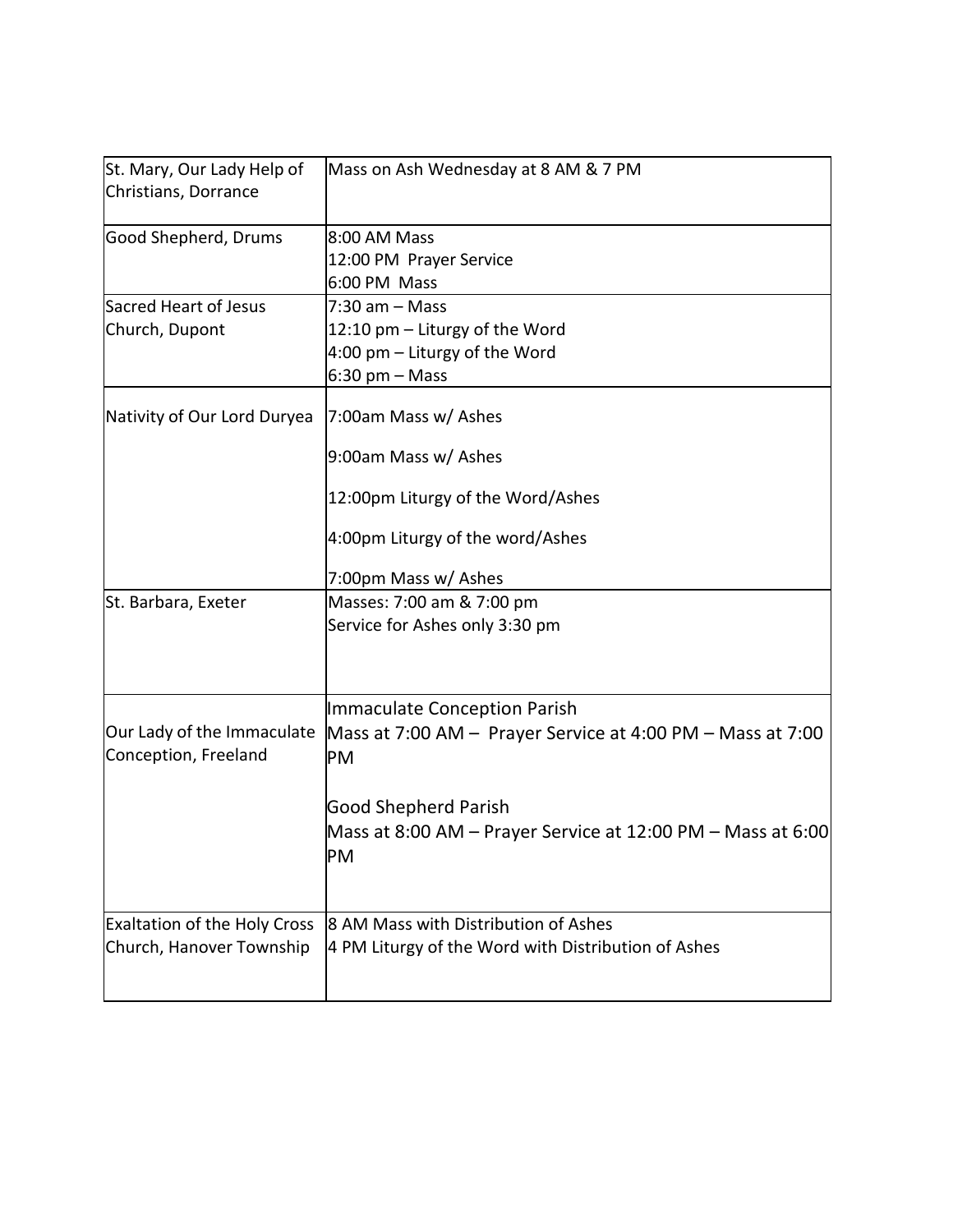| | |
|---|---|
| St. Mary, Our Lady Help of Christians, Dorrance | Mass on Ash Wednesday at 8 AM & 7 PM |
| Good Shepherd, Drums | 8:00 AM Mass<br>12:00 PM Prayer Service<br>6:00 PM Mass |
| Sacred Heart of Jesus Church, Dupont | 7:30 am – Mass<br>12:10 pm – Liturgy of the Word<br>4:00 pm – Liturgy of the Word<br>6:30 pm – Mass |
| Nativity of Our Lord Duryea | 7:00am Mass w/ Ashes<br>9:00am Mass w/ Ashes<br>12:00pm Liturgy of the Word/Ashes<br>4:00pm Liturgy of the word/Ashes<br>7:00pm Mass w/ Ashes |
| St. Barbara, Exeter | Masses: 7:00 am & 7:00 pm<br>Service for Ashes only 3:30 pm |
| Our Lady of the Immaculate Conception, Freeland | Immaculate Conception Parish<br>Mass at 7:00 AM – Prayer Service at 4:00 PM – Mass at 7:00 PM<br><br>Good Shepherd Parish<br>Mass at 8:00 AM – Prayer Service at 12:00 PM – Mass at 6:00 PM |
| Exaltation of the Holy Cross Church, Hanover Township | 8 AM Mass with Distribution of Ashes<br>4 PM Liturgy of the Word with Distribution of Ashes |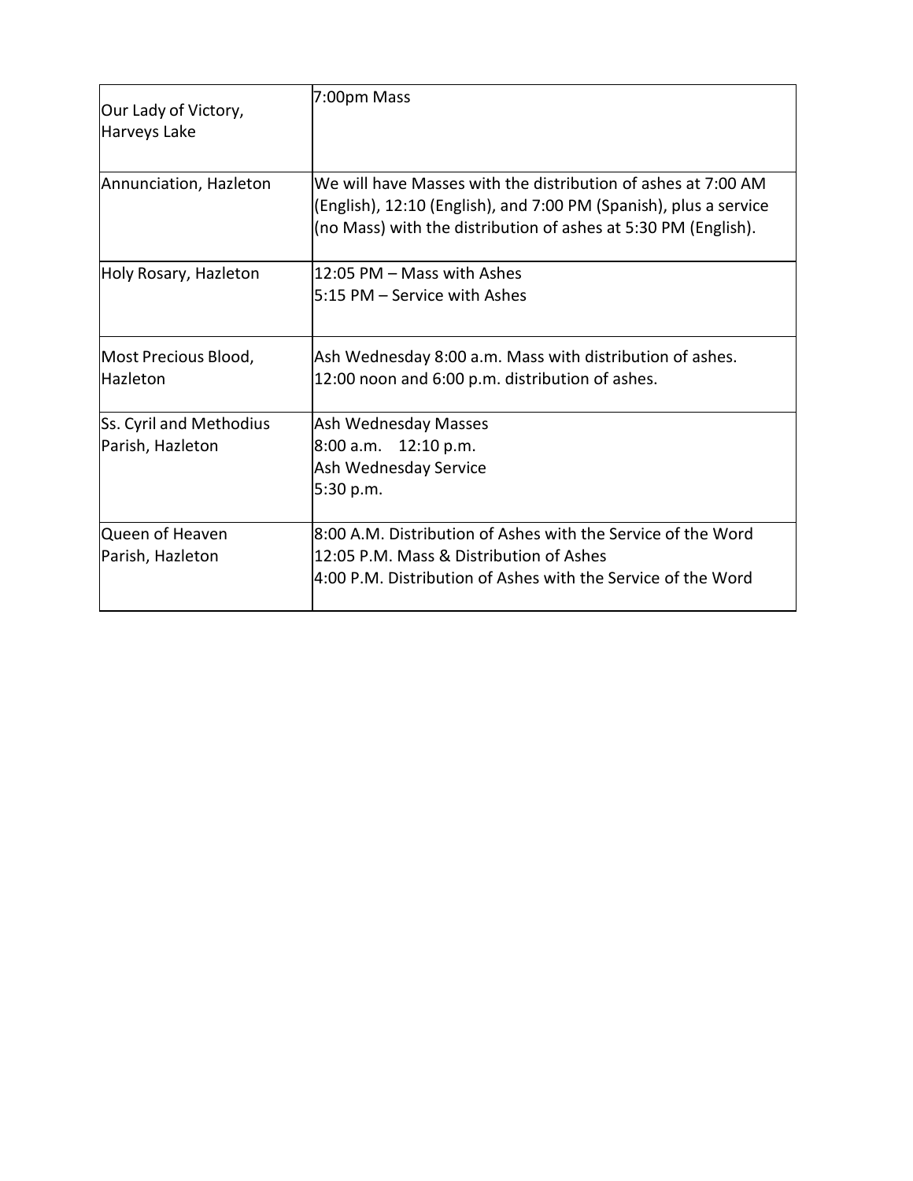| Our Lady of Victory, Harveys Lake | 7:00pm Mass |
|---|---|
| Annunciation, Hazleton | We will have Masses with the distribution of ashes at 7:00 AM (English), 12:10 (English), and 7:00 PM (Spanish), plus a service (no Mass) with the distribution of ashes at 5:30 PM (English). |
| Holy Rosary, Hazleton | 12:05 PM – Mass with Ashes<br>5:15 PM – Service with Ashes |
| Most Precious Blood, Hazleton | Ash Wednesday 8:00 a.m. Mass with distribution of ashes.<br>12:00 noon and 6:00 p.m. distribution of ashes. |
| Ss. Cyril and Methodius Parish, Hazleton | Ash Wednesday Masses<br>8:00 a.m. 12:10 p.m.<br>Ash Wednesday Service<br>5:30 p.m. |
| Queen of Heaven Parish, Hazleton | 8:00 A.M. Distribution of Ashes with the Service of the Word<br>12:05 P.M. Mass & Distribution of Ashes<br>4:00 P.M. Distribution of Ashes with the Service of the Word |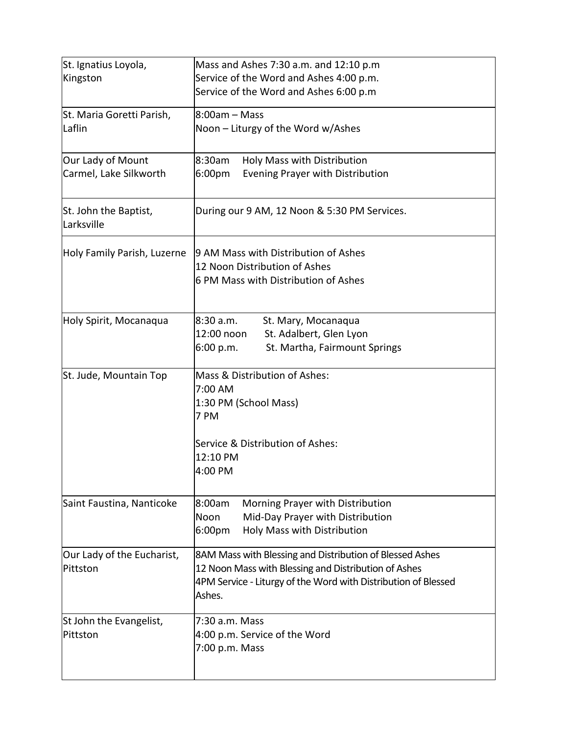| | |
|---|---|
| St. Ignatius Loyola, Kingston | Mass and Ashes 7:30 a.m. and 12:10 p.m<br>Service of the Word and Ashes 4:00 p.m.<br>Service of the Word and Ashes 6:00 p.m |
| St. Maria Goretti Parish, Laflin | 8:00am – Mass<br>Noon – Liturgy of the Word w/Ashes |
| Our Lady of Mount Carmel, Lake Silkworth | 8:30am Holy Mass with Distribution<br>6:00pm Evening Prayer with Distribution |
| St. John the Baptist, Larksville | During our 9 AM, 12 Noon & 5:30 PM Services. |
| Holy Family Parish, Luzerne | 9 AM Mass with Distribution of Ashes<br>12 Noon Distribution of Ashes<br>6 PM Mass with Distribution of Ashes |
| Holy Spirit, Mocanaqua | 8:30 a.m. St. Mary, Mocanaqua<br>12:00 noon St. Adalbert, Glen Lyon<br>6:00 p.m. St. Martha, Fairmount Springs |
| St. Jude, Mountain Top | Mass & Distribution of Ashes:<br>7:00 AM<br>1:30 PM (School Mass)<br>7 PM<br><br>Service & Distribution of Ashes:<br>12:10 PM<br>4:00 PM |
| Saint Faustina, Nanticoke | 8:00am Morning Prayer with Distribution<br>Noon Mid-Day Prayer with Distribution<br>6:00pm Holy Mass with Distribution |
| Our Lady of the Eucharist, Pittston | 8AM Mass with Blessing and Distribution of Blessed Ashes<br>12 Noon Mass with Blessing and Distribution of Ashes<br>4PM Service - Liturgy of the Word with Distribution of Blessed Ashes. |
| St John the Evangelist, Pittston | 7:30 a.m. Mass<br>4:00 p.m. Service of the Word<br>7:00 p.m. Mass |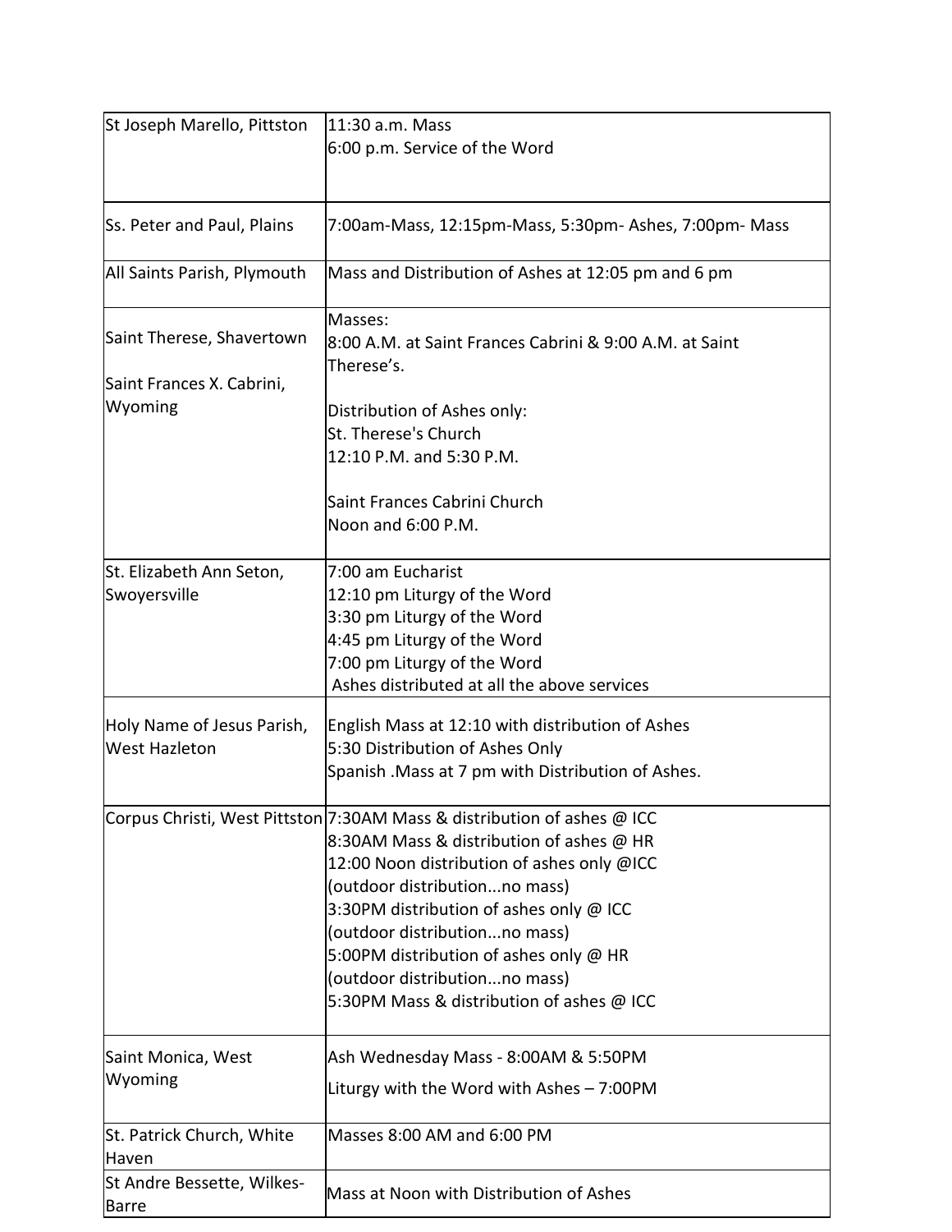| | |
|---|---|
| St Joseph Marello, Pittston | 11:30 a.m. Mass<br>6:00 p.m. Service of the Word |
| Ss. Peter and Paul, Plains | 7:00am-Mass, 12:15pm-Mass, 5:30pm- Ashes, 7:00pm- Mass |
| All Saints Parish, Plymouth | Mass and Distribution of Ashes at 12:05 pm and 6 pm |
| Saint Therese, Shavertown<br><br>Saint Frances X. Cabrini, Wyoming | Masses:<br>8:00 A.M. at Saint Frances Cabrini & 9:00 A.M. at Saint Therese's.<br><br>Distribution of Ashes only:<br>St. Therese's Church<br>12:10 P.M. and 5:30 P.M.<br><br>Saint Frances Cabrini Church<br>Noon and 6:00 P.M. |
| St. Elizabeth Ann Seton, Swoyersville | 7:00 am Eucharist<br>12:10 pm Liturgy of the Word<br>3:30 pm Liturgy of the Word<br>4:45 pm Liturgy of the Word<br>7:00 pm Liturgy of the Word<br>Ashes distributed at all the above services |
| Holy Name of Jesus Parish, West Hazleton | English Mass at 12:10 with distribution of Ashes<br>5:30 Distribution of Ashes Only<br>Spanish .Mass at 7 pm with Distribution of Ashes. |
| Corpus Christi, West Pittston | 7:30AM Mass & distribution of ashes @ ICC<br>8:30AM Mass & distribution of ashes @ HR<br>12:00 Noon distribution of ashes only @ICC<br>(outdoor distribution...no mass)<br>3:30PM distribution of ashes only @ ICC<br>(outdoor distribution...no mass)<br>5:00PM distribution of ashes only @ HR<br>(outdoor distribution...no mass)<br>5:30PM Mass & distribution of ashes @ ICC |
| Saint Monica, West Wyoming | Ash Wednesday Mass - 8:00AM & 5:50PM<br>Liturgy with the Word with Ashes – 7:00PM |
| St. Patrick Church, White Haven | Masses 8:00 AM and 6:00 PM |
| St Andre Bessette, Wilkes-Barre | Mass at Noon with Distribution of Ashes |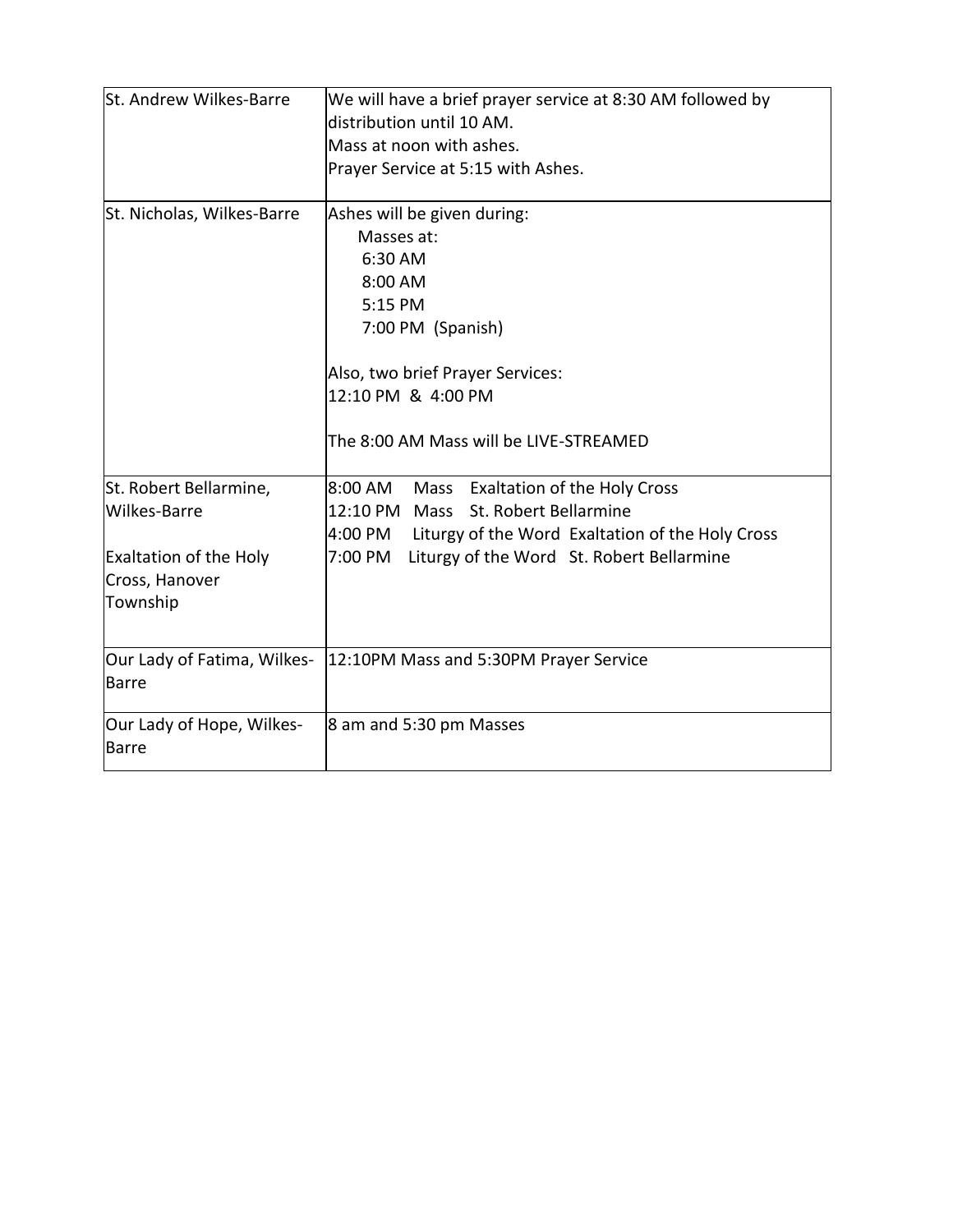| | |
|---|---|
| St. Andrew Wilkes-Barre | We will have a brief prayer service at 8:30 AM followed by distribution until 10 AM.<br>Mass at noon with ashes.<br>Prayer Service at 5:15 with Ashes. |
| St. Nicholas, Wilkes-Barre | Ashes will be given during:<br>Masses at:<br>6:30 AM<br>8:00 AM<br>5:15 PM<br>7:00 PM (Spanish)<br><br>Also, two brief Prayer Services:<br>12:10 PM & 4:00 PM<br><br>The 8:00 AM Mass will be LIVE-STREAMED |
| St. Robert Bellarmine, Wilkes-Barre<br><br>Exaltation of the Holy Cross, Hanover Township | 8:00 AM Mass Exaltation of the Holy Cross<br>12:10 PM Mass St. Robert Bellarmine<br>4:00 PM Liturgy of the Word Exaltation of the Holy Cross<br>7:00 PM Liturgy of the Word St. Robert Bellarmine |
| Our Lady of Fatima, Wilkes-Barre | 12:10PM Mass and 5:30PM Prayer Service |
| Our Lady of Hope, Wilkes-Barre | 8 am and 5:30 pm Masses |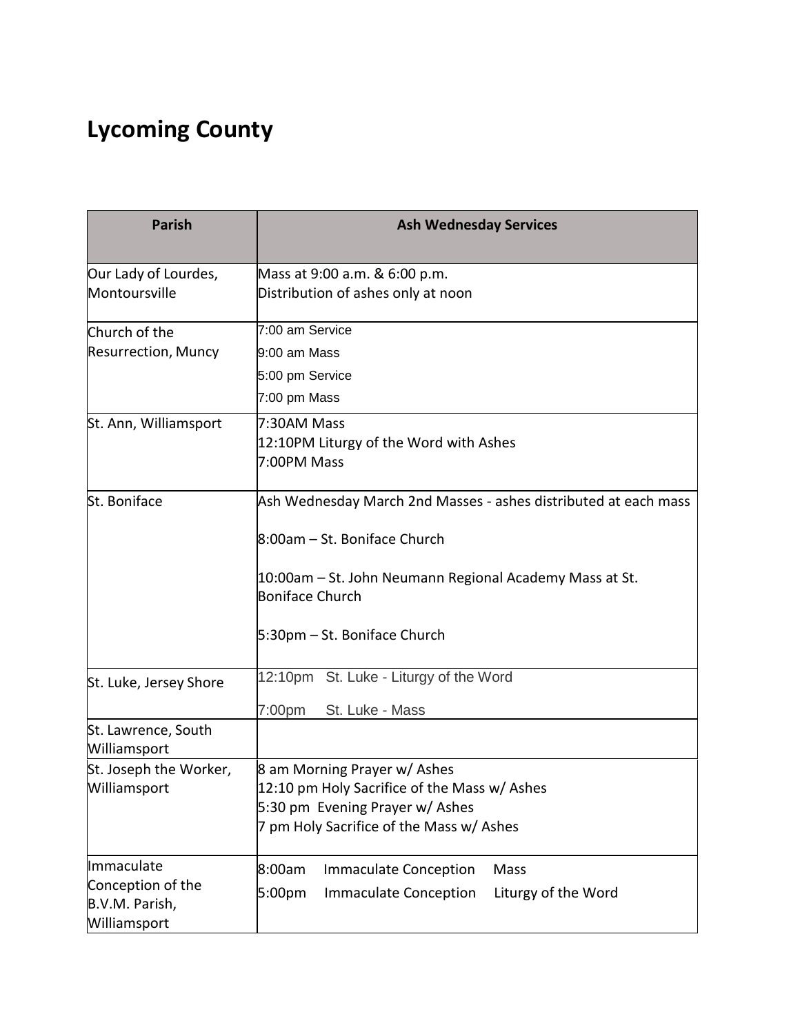# Lycoming County

| Parish | Ash Wednesday Services |
|---|---|
| Our Lady of Lourdes, Montoursville | Mass at 9:00 a.m. & 6:00 p.m.<br>Distribution of ashes only at noon |
| Church of the Resurrection, Muncy | 7:00 am Service<br>9:00 am Mass<br>5:00 pm Service<br>7:00 pm Mass |
| St. Ann, Williamsport | 7:30AM Mass<br>12:10PM Liturgy of the Word with Ashes<br>7:00PM Mass |
| St. Boniface | Ash Wednesday March 2nd Masses - ashes distributed at each mass<br><br>8:00am – St. Boniface Church<br><br>10:00am – St. John Neumann Regional Academy Mass at St. Boniface Church<br><br>5:30pm – St. Boniface Church |
| St. Luke, Jersey Shore | 12:10pm St. Luke - Liturgy of the Word<br>7:00pm St. Luke - Mass |
| St. Lawrence, South Williamsport | |
| St. Joseph the Worker, Williamsport | 8 am Morning Prayer w/ Ashes<br>12:10 pm Holy Sacrifice of the Mass w/ Ashes<br>5:30 pm Evening Prayer w/ Ashes<br>7 pm Holy Sacrifice of the Mass w/ Ashes |
| Immaculate Conception of the B.V.M. Parish, Williamsport | 8:00am Immaculate Conception Mass<br>5:00pm Immaculate Conception Liturgy of the Word |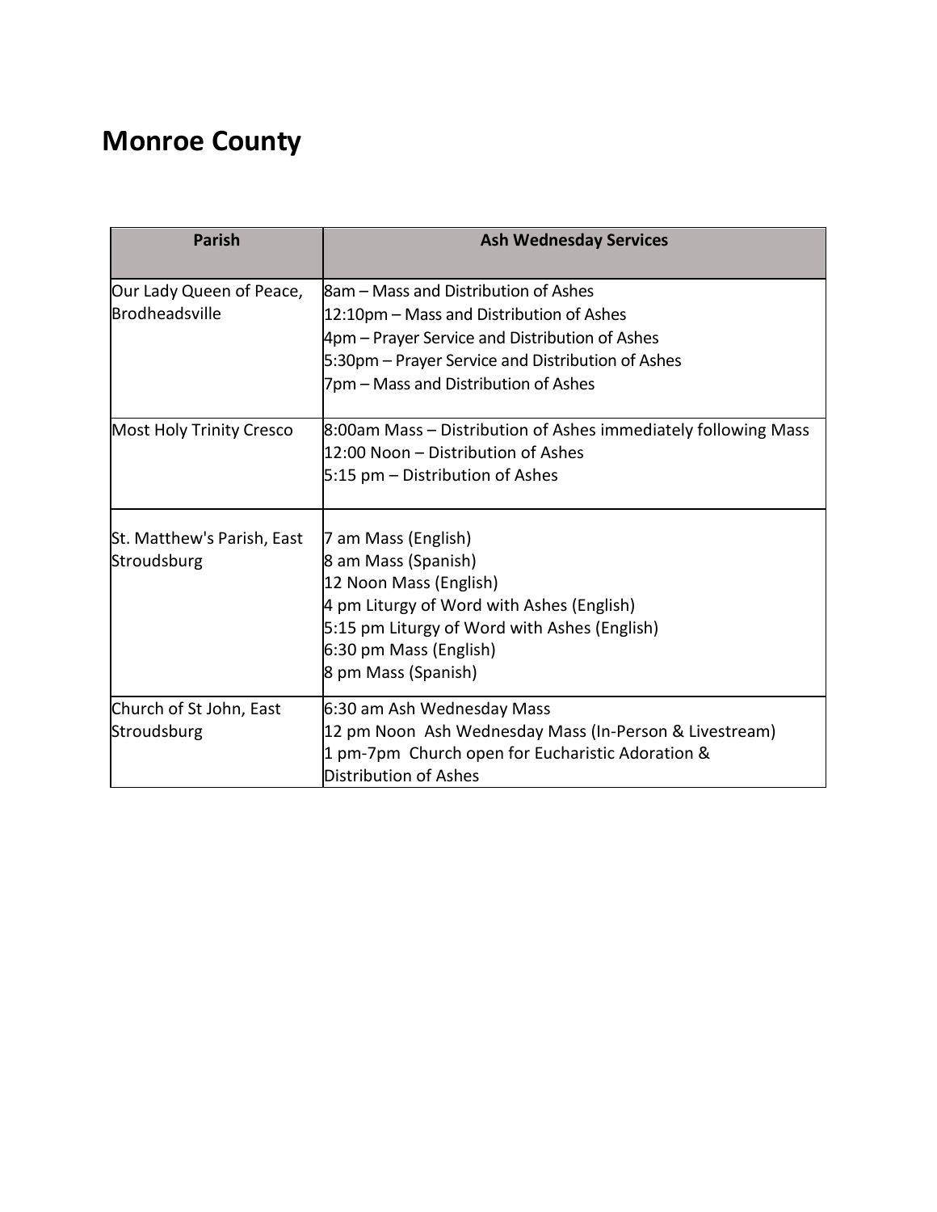# Monroe County

| Parish | Ash Wednesday Services |
|---|---|
| Our Lady Queen of Peace, Brodheadsville | 8am – Mass and Distribution of Ashes<br>12:10pm – Mass and Distribution of Ashes<br>4pm – Prayer Service and Distribution of Ashes<br>5:30pm – Prayer Service and Distribution of Ashes<br>7pm – Mass and Distribution of Ashes |
| Most Holy Trinity Cresco | 8:00am Mass – Distribution of Ashes immediately following Mass<br>12:00 Noon – Distribution of Ashes<br>5:15 pm – Distribution of Ashes |
| St. Matthew's Parish, East Stroudsburg | 7 am Mass (English)<br>8 am Mass (Spanish)<br>12 Noon Mass (English)<br>4 pm Liturgy of Word with Ashes (English)<br>5:15 pm Liturgy of Word with Ashes (English)<br>6:30 pm Mass (English)<br>8 pm Mass (Spanish) |
| Church of St John, East Stroudsburg | 6:30 am Ash Wednesday Mass<br>12 pm Noon Ash Wednesday Mass (In-Person & Livestream)<br>1 pm-7pm Church open for Eucharistic Adoration & Distribution of Ashes |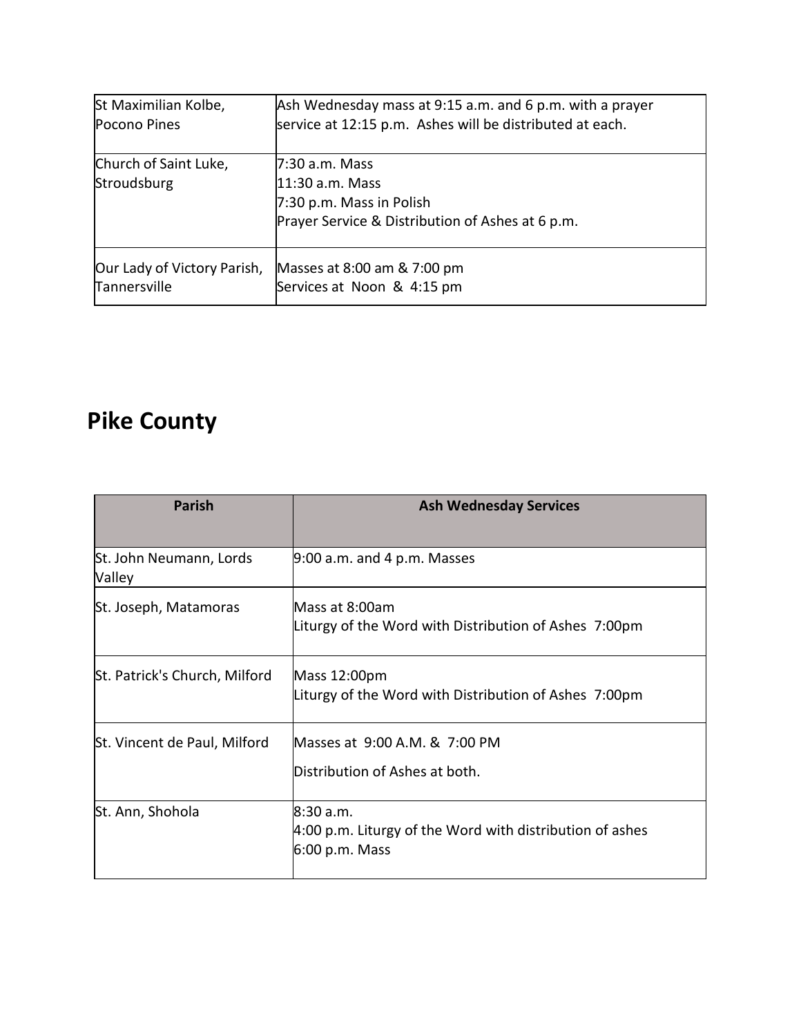| | |
|---|---|
| St Maximilian Kolbe, Pocono Pines | Ash Wednesday mass at 9:15 a.m. and 6 p.m. with a prayer service at 12:15 p.m. Ashes will be distributed at each. |
| Church of Saint Luke, Stroudsburg | 7:30 a.m. Mass<br>11:30 a.m. Mass<br>7:30 p.m. Mass in Polish<br>Prayer Service & Distribution of Ashes at 6 p.m. |
| Our Lady of Victory Parish, Tannersville | Masses at 8:00 am & 7:00 pm<br>Services at Noon & 4:15 pm |

## Pike County

| Parish | Ash Wednesday Services |
|---|---|
| St. John Neumann, Lords Valley | 9:00 a.m. and 4 p.m. Masses |
| St. Joseph, Matamoras | Mass at 8:00am<br>Liturgy of the Word with Distribution of Ashes 7:00pm |
| St. Patrick's Church, Milford | Mass 12:00pm<br>Liturgy of the Word with Distribution of Ashes 7:00pm |
| St. Vincent de Paul, Milford | Masses at 9:00 A.M. & 7:00 PM<br>Distribution of Ashes at both. |
| St. Ann, Shohola | 8:30 a.m.<br>4:00 p.m. Liturgy of the Word with distribution of ashes<br>6:00 p.m. Mass |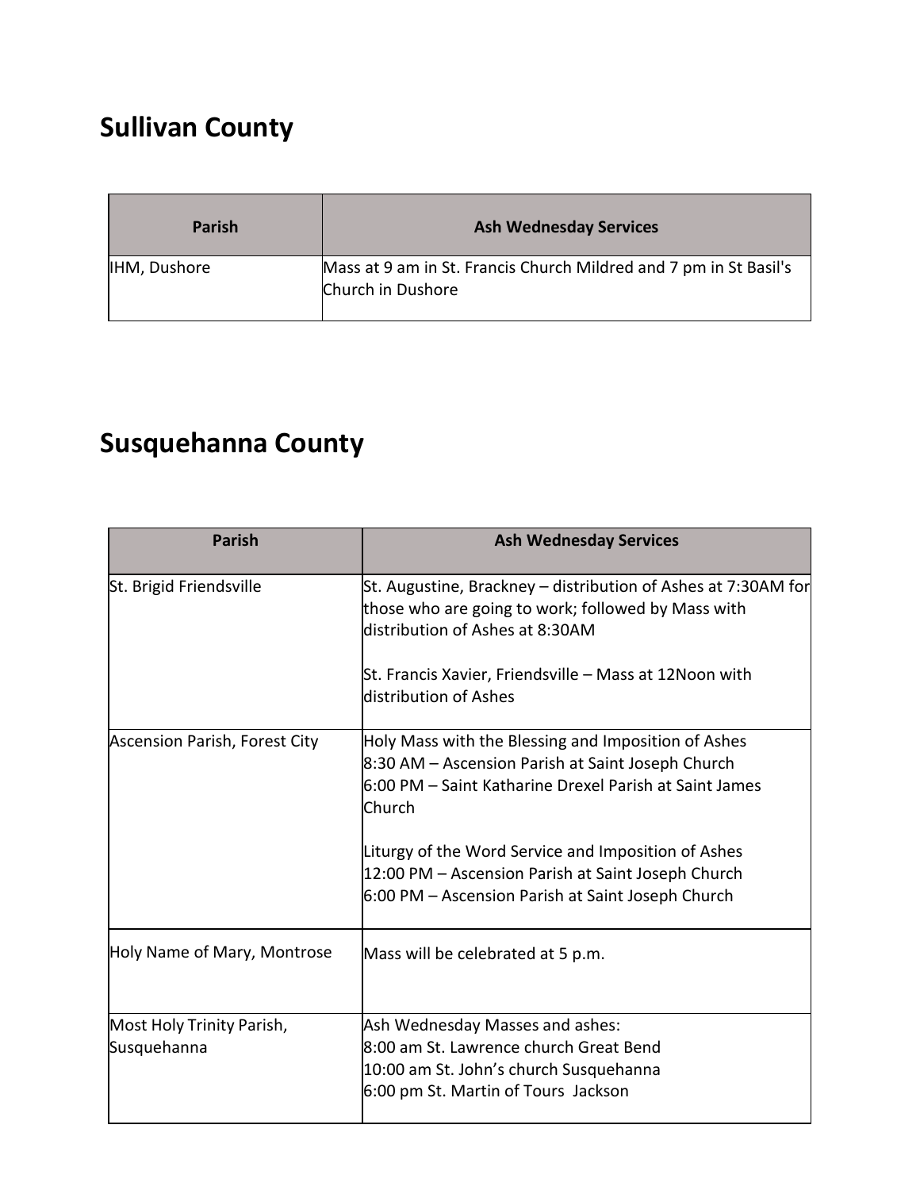## Sullivan County

| Parish | Ash Wednesday Services |
| --- | --- |
| IHM, Dushore | Mass at 9 am in St. Francis Church Mildred and 7 pm in St Basil's Church in Dushore |

## Susquehanna County

| Parish | Ash Wednesday Services |
| --- | --- |
| St. Brigid Friendsville | St. Augustine, Brackney – distribution of Ashes at 7:30AM for those who are going to work; followed by Mass with distribution of Ashes at 8:30AM<br><br>St. Francis Xavier, Friendsville – Mass at 12Noon with distribution of Ashes |
| Ascension Parish, Forest City | Holy Mass with the Blessing and Imposition of Ashes<br>8:30 AM – Ascension Parish at Saint Joseph Church<br>6:00 PM – Saint Katharine Drexel Parish at Saint James Church<br><br>Liturgy of the Word Service and Imposition of Ashes<br>12:00 PM – Ascension Parish at Saint Joseph Church<br>6:00 PM – Ascension Parish at Saint Joseph Church |
| Holy Name of Mary, Montrose | Mass will be celebrated at 5 p.m. |
| Most Holy Trinity Parish, Susquehanna | Ash Wednesday Masses and ashes:<br>8:00 am St. Lawrence church Great Bend<br>10:00 am St. John's church Susquehanna<br>6:00 pm St. Martin of Tours Jackson |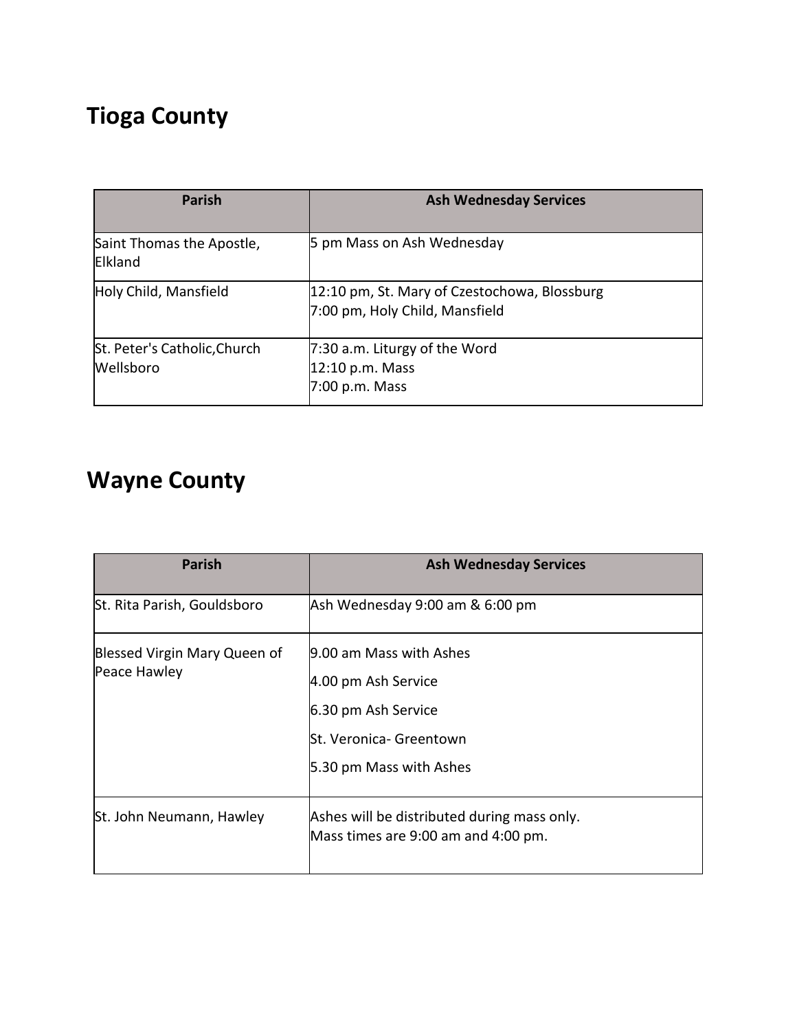# Tioga County

| Parish | Ash Wednesday Services |
| --- | --- |
| Saint Thomas the Apostle, Elkland | 5 pm Mass on Ash Wednesday |
| Holy Child, Mansfield | 12:10 pm, St. Mary of Czestochowa, Blossburg<br>7:00 pm, Holy Child, Mansfield |
| St. Peter's Catholic,Church Wellsboro | 7:30 a.m. Liturgy of the Word<br>12:10 p.m. Mass<br>7:00 p.m. Mass |

# Wayne County

| Parish | Ash Wednesday Services |
| --- | --- |
| St. Rita Parish, Gouldsboro | Ash Wednesday 9:00 am & 6:00 pm |
| Blessed Virgin Mary Queen of Peace Hawley | 9.00 am Mass with Ashes<br>4.00 pm Ash Service<br>6.30 pm Ash Service<br>St. Veronica- Greentown<br>5.30 pm Mass with Ashes |
| St. John Neumann, Hawley | Ashes will be distributed during mass only.<br>Mass times are 9:00 am and 4:00 pm. |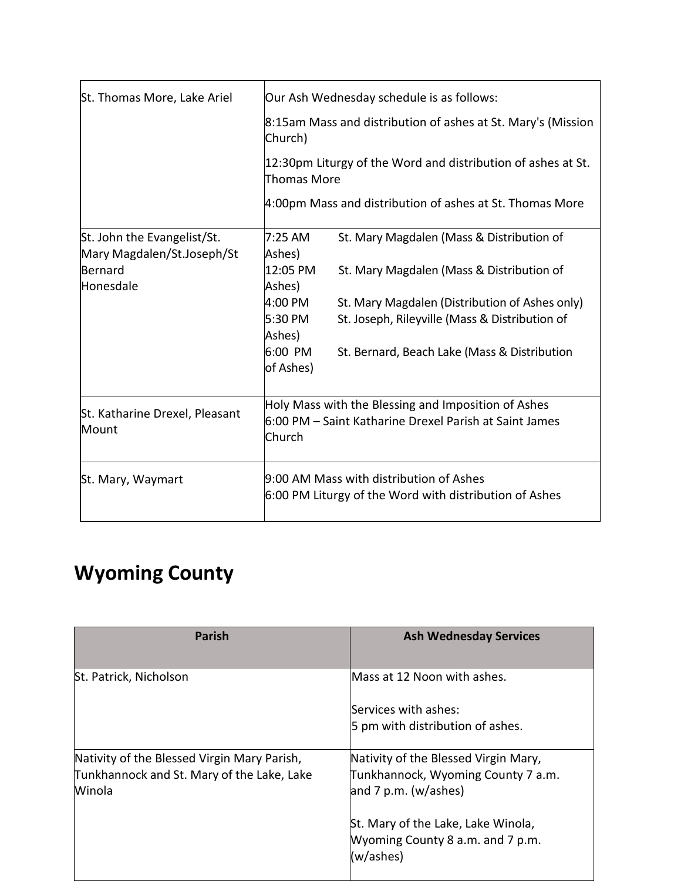| | |
|---|---|
| St. Thomas More, Lake Ariel | Our Ash Wednesday schedule is as follows:<br>8:15am Mass and distribution of ashes at St. Mary's (Mission Church)<br>12:30pm Liturgy of the Word and distribution of ashes at St. Thomas More<br>4:00pm Mass and distribution of ashes at St. Thomas More |
| St. John the Evangelist/St. Mary Magdalen/St.Joseph/St Bernard<br>Honesdale | 7:25 AM St. Mary Magdalen (Mass & Distribution of Ashes)<br>12:05 PM St. Mary Magdalen (Mass & Distribution of Ashes)<br>4:00 PM St. Mary Magdalen (Distribution of Ashes only)<br>5:30 PM St. Joseph, Rileyville (Mass & Distribution of Ashes)<br>6:00 PM St. Bernard, Beach Lake (Mass & Distribution of Ashes) |
| St. Katharine Drexel, Pleasant Mount | Holy Mass with the Blessing and Imposition of Ashes<br>6:00 PM – Saint Katharine Drexel Parish at Saint James Church |
| St. Mary, Waymart | 9:00 AM Mass with distribution of Ashes<br>6:00 PM Liturgy of the Word with distribution of Ashes |

# Wyoming County

| Parish | Ash Wednesday Services |
|---|---|
| St. Patrick, Nicholson | Mass at 12 Noon with ashes.<br><br>Services with ashes:<br>5 pm with distribution of ashes. |
| Nativity of the Blessed Virgin Mary Parish, Tunkhannock and St. Mary of the Lake, Lake Winola | Nativity of the Blessed Virgin Mary, Tunkhannock, Wyoming County 7 a.m. and 7 p.m. (w/ashes)<br><br>St. Mary of the Lake, Lake Winola, Wyoming County 8 a.m. and 7 p.m. (w/ashes) |